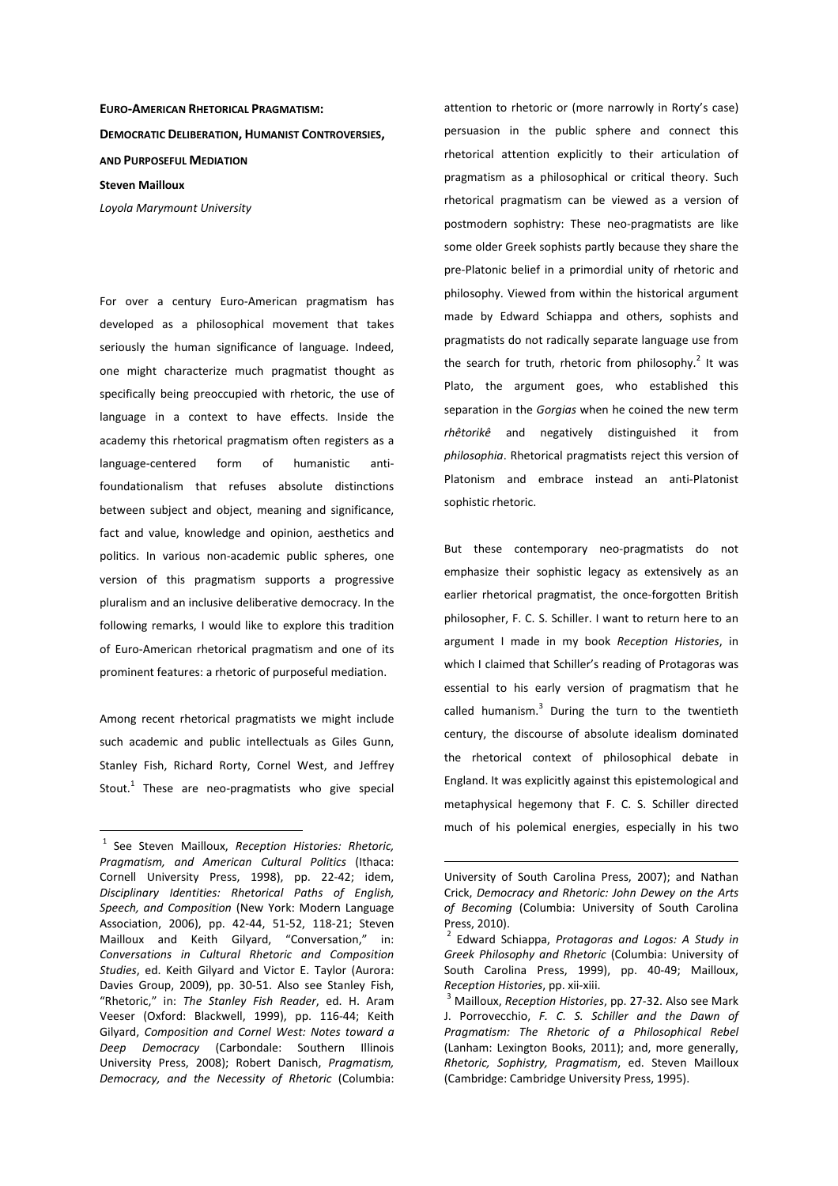# EURO-AMERICAN RHETORICAL PRAGMATISM: DEMOCRATIC DELIBERATION, HUMANIST CONTROVERSIES, AND PURPOSEFUL MEDIATION

**Steven Mailloux**

*Loyola Marymount University*

For over a century Euro-American pragmatism has developed as a philosophical movement that takes seriously the human significance of language. Indeed, one might characterize much pragmatist thought as specifically being preoccupied with rhetoric, the use of language in a context to have effects. Inside the academy this rhetorical pragmatism often registers as a language-centered form of humanistic anti-foundationalism that refuses absolute distinctions between subject and object, meaning and significance, fact and value, knowledge and opinion, aesthetics and politics. In various non-academic public spheres, one version of this pragmatism supports a progressive pluralism and an inclusive deliberative democracy. In the following remarks, I would like to explore this tradition of Euro-American rhetorical pragmatism and one of its prominent features: a rhetoric of purposeful mediation.

Among recent rhetorical pragmatists we might include such academic and public intellectuals as Giles Gunn, Stanley Fish, Richard Rorty, Cornel West, and Jeffrey Stout.[1] These are neo-pragmatists who give special attention to rhetoric or (more narrowly in Rorty's case) persuasion in the public sphere and connect this rhetorical attention explicitly to their articulation of pragmatism as a philosophical or critical theory. Such rhetorical pragmatism can be viewed as a version of postmodern sophistry: These neo-pragmatists are like some older Greek sophists partly because they share the pre-Platonic belief in a primordial unity of rhetoric and philosophy. Viewed from within the historical argument made by Edward Schiappa and others, sophists and pragmatists do not radically separate language use from the search for truth, rhetoric from philosophy.[2] It was Plato, the argument goes, who established this separation in the *Gorgias* when he coined the new term *rhêtorikê* and negatively distinguished it from *philosophia*. Rhetorical pragmatists reject this version of Platonism and embrace instead an anti-Platonist sophistic rhetoric.

But these contemporary neo-pragmatists do not emphasize their sophistic legacy as extensively as an earlier rhetorical pragmatist, the once-forgotten British philosopher, F. C. S. Schiller. I want to return here to an argument I made in my book *Reception Histories*, in which I claimed that Schiller's reading of Protagoras was essential to his early version of pragmatism that he called humanism.[3] During the turn to the twentieth century, the discourse of absolute idealism dominated the rhetorical context of philosophical debate in England. It was explicitly against this epistemological and metaphysical hegemony that F. C. S. Schiller directed much of his polemical energies, especially in his two

---

[1] See Steven Mailloux, *Reception Histories: Rhetoric, Pragmatism, and American Cultural Politics* (Ithaca: Cornell University Press, 1998), pp. 22-42; idem, *Disciplinary Identities: Rhetorical Paths of English, Speech, and Composition* (New York: Modern Language Association, 2006), pp. 42-44, 51-52, 118-21; Steven Mailloux and Keith Gilyard, "Conversation," in: *Conversations in Cultural Rhetoric and Composition Studies*, ed. Keith Gilyard and Victor E. Taylor (Aurora: Davies Group, 2009), pp. 30-51. Also see Stanley Fish, "Rhetoric," in: *The Stanley Fish Reader*, ed. H. Aram Veeser (Oxford: Blackwell, 1999), pp. 116-44; Keith Gilyard, *Composition and Cornel West: Notes toward a Deep Democracy* (Carbondale: Southern Illinois University Press, 2008); Robert Danisch, *Pragmatism, Democracy, and the Necessity of Rhetoric* (Columbia: University of South Carolina Press, 2007); and Nathan Crick, *Democracy and Rhetoric: John Dewey on the Arts of Becoming* (Columbia: University of South Carolina Press, 2010).

[2] Edward Schiappa, *Protagoras and Logos: A Study in Greek Philosophy and Rhetoric* (Columbia: University of South Carolina Press, 1999), pp. 40-49; Mailloux, *Reception Histories*, pp. xii-xiii.

[3] Mailloux, *Reception Histories*, pp. 27-32. Also see Mark J. Porrovecchio, *F. C. S. Schiller and the Dawn of Pragmatism: The Rhetoric of a Philosophical Rebel* (Lanham: Lexington Books, 2011); and, more generally, *Rhetoric, Sophistry, Pragmatism*, ed. Steven Mailloux (Cambridge: Cambridge University Press, 1995).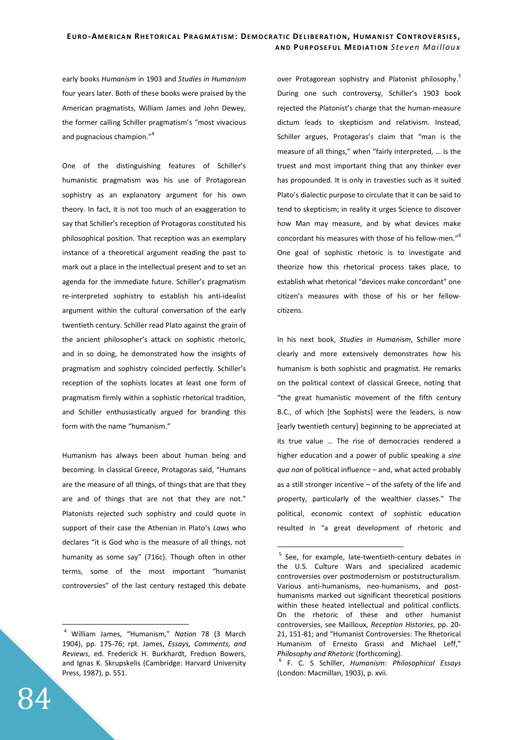early books *Humanism* in 1903 and *Studies in Humanism* four years later. Both of these books were praised by the American pragmatists, William James and John Dewey, the former calling Schiller pragmatism's "most vivacious and pugnacious champion."[4]

One of the distinguishing features of Schiller's humanistic pragmatism was his use of Protagorean sophistry as an explanatory argument for his own theory. In fact, it is not too much of an exaggeration to say that Schiller's reception of Protagoras constituted his philosophical position. That reception was an exemplary instance of a theoretical argument reading the past to mark out a place in the intellectual present and to set an agenda for the immediate future. Schiller's pragmatism re-interpreted sophistry to establish his anti-idealist argument within the cultural conversation of the early twentieth century. Schiller read Plato against the grain of the ancient philosopher's attack on sophistic rhetoric, and in so doing, he demonstrated how the insights of pragmatism and sophistry coincided perfectly. Schiller's reception of the sophists locates at least one form of pragmatism firmly within a sophistic rhetorical tradition, and Schiller enthusiastically argued for branding this form with the name "humanism."

Humanism has always been about human being and becoming. In classical Greece, Protagoras said, "Humans are the measure of all things, of things that are that they are and of things that are not that they are not." Platonists rejected such sophistry and could quote in support of their case the Athenian in Plato's *Laws* who declares "it is God who is the measure of all things, not humanity as some say" (716c). Though often in other terms, some of the most important "humanist controversies" of the last century restaged this debate over Protagorean sophistry and Platonist philosophy.[5] During one such controversy, Schiller's 1903 book rejected the Platonist's charge that the human-measure dictum leads to skepticism and relativism. Instead, Schiller argues, Protagoras's claim that "man is the measure of all things," when "fairly interpreted, … is the truest and most important thing that any thinker ever has propounded. It is only in travesties such as it suited Plato's dialectic purpose to circulate that it can be said to tend to skepticism; in reality it urges Science to discover how Man may measure, and by what devices make concordant his measures with those of his fellow-men."[6] One goal of sophistic rhetoric is to investigate and theorize how this rhetorical process takes place, to establish what rhetorical "devices make concordant" one citizen's measures with those of his or her fellow-citizens.

In his next book, *Studies in Humanism*, Schiller more clearly and more extensively demonstrates how his humanism is both sophistic and pragmatist. He remarks on the political context of classical Greece, noting that "the great humanistic movement of the fifth century B.C., of which [the Sophists] were the leaders, is now [early twentieth century] beginning to be appreciated at its true value … The rise of democracies rendered a higher education and a power of public speaking a *sine qua non* of political influence – and, what acted probably as a still stronger incentive – of the safety of the life and property, particularly of the wealthier classes." The political, economic context of sophistic education resulted in "a great development of rhetoric and

---

[4] William James, "Humanism," *Nation* 78 (3 March 1904), pp. 175-76; rpt. James, *Essays, Comments, and Reviews*, ed. Frederick H. Burkhardt, Fredson Bowers, and Ignas K. Skrupskelis (Cambridge: Harvard University Press, 1987), p. 551.

[5] See, for example, late-twentieth-century debates in the U.S. Culture Wars and specialized academic controversies over postmodernism or poststructuralism. Various anti-humanisms, neo-humanisms, and post-humanisms marked out significant theoretical positions within these heated intellectual and political conflicts. On the rhetoric of these and other humanist controversies, see Mailloux, *Reception Histories*, pp. 20-21, 151-81; and "Humanist Controversies: The Rhetorical Humanism of Ernesto Grassi and Michael Leff," *Philosophy and Rhetoric* (forthcoming).

[6] F. C. S Schiller, *Humanism: Philosophical Essays* (London: Macmillan, 1903), p. xvii.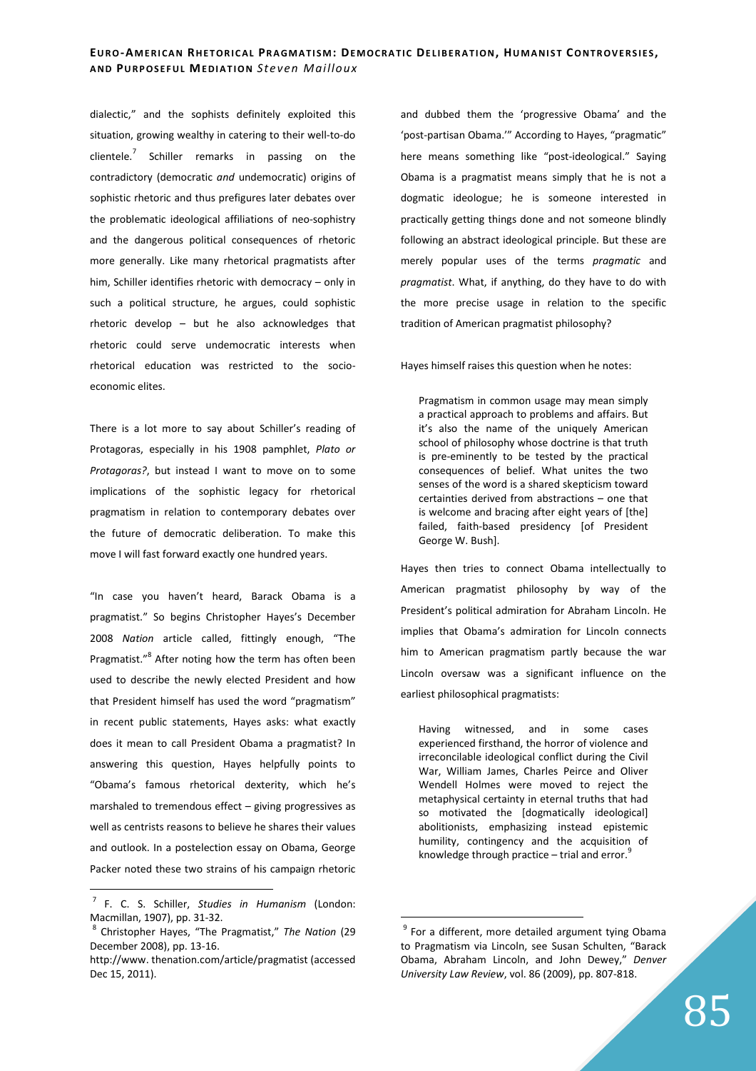dialectic," and the sophists definitely exploited this situation, growing wealthy in catering to their well-to-do clientele.[7] Schiller remarks in passing on the contradictory (democratic *and* undemocratic) origins of sophistic rhetoric and thus prefigures later debates over the problematic ideological affiliations of neo-sophistry and the dangerous political consequences of rhetoric more generally. Like many rhetorical pragmatists after him, Schiller identifies rhetoric with democracy – only in such a political structure, he argues, could sophistic rhetoric develop – but he also acknowledges that rhetoric could serve undemocratic interests when rhetorical education was restricted to the socio-economic elites.

There is a lot more to say about Schiller's reading of Protagoras, especially in his 1908 pamphlet, *Plato or Protagoras?*, but instead I want to move on to some implications of the sophistic legacy for rhetorical pragmatism in relation to contemporary debates over the future of democratic deliberation. To make this move I will fast forward exactly one hundred years.

"In case you haven't heard, Barack Obama is a pragmatist." So begins Christopher Hayes's December 2008 *Nation* article called, fittingly enough, "The Pragmatist."[8] After noting how the term has often been used to describe the newly elected President and how that President himself has used the word "pragmatism" in recent public statements, Hayes asks: what exactly does it mean to call President Obama a pragmatist? In answering this question, Hayes helpfully points to "Obama's famous rhetorical dexterity, which he's marshaled to tremendous effect – giving progressives as well as centrists reasons to believe he shares their values and outlook. In a postelection essay on Obama, George Packer noted these two strains of his campaign rhetoric and dubbed them the 'progressive Obama' and the 'post-partisan Obama.'" According to Hayes, "pragmatic" here means something like "post-ideological." Saying Obama is a pragmatist means simply that he is not a dogmatic ideologue; he is someone interested in practically getting things done and not someone blindly following an abstract ideological principle. But these are merely popular uses of the terms *pragmatic* and *pragmatist*. What, if anything, do they have to do with the more precise usage in relation to the specific tradition of American pragmatist philosophy?

Hayes himself raises this question when he notes:

> Pragmatism in common usage may mean simply a practical approach to problems and affairs. But it's also the name of the uniquely American school of philosophy whose doctrine is that truth is pre-eminently to be tested by the practical consequences of belief. What unites the two senses of the word is a shared skepticism toward certainties derived from abstractions – one that is welcome and bracing after eight years of [the] failed, faith-based presidency [of President George W. Bush].

Hayes then tries to connect Obama intellectually to American pragmatist philosophy by way of the President's political admiration for Abraham Lincoln. He implies that Obama's admiration for Lincoln connects him to American pragmatism partly because the war Lincoln oversaw was a significant influence on the earliest philosophical pragmatists:

> Having witnessed, and in some cases experienced firsthand, the horror of violence and irreconcilable ideological conflict during the Civil War, William James, Charles Peirce and Oliver Wendell Holmes were moved to reject the metaphysical certainty in eternal truths that had so motivated the [dogmatically ideological] abolitionists, emphasizing instead epistemic humility, contingency and the acquisition of knowledge through practice – trial and error.[9]

---

[7] F. C. S. Schiller, *Studies in Humanism* (London: Macmillan, 1907), pp. 31-32.

[8] Christopher Hayes, "The Pragmatist," *The Nation* (29 December 2008), pp. 13-16. http://www. thenation.com/article/pragmatist (accessed Dec 15, 2011).

[9] For a different, more detailed argument tying Obama to Pragmatism via Lincoln, see Susan Schulten, "Barack Obama, Abraham Lincoln, and John Dewey," *Denver University Law Review*, vol. 86 (2009), pp. 807-818.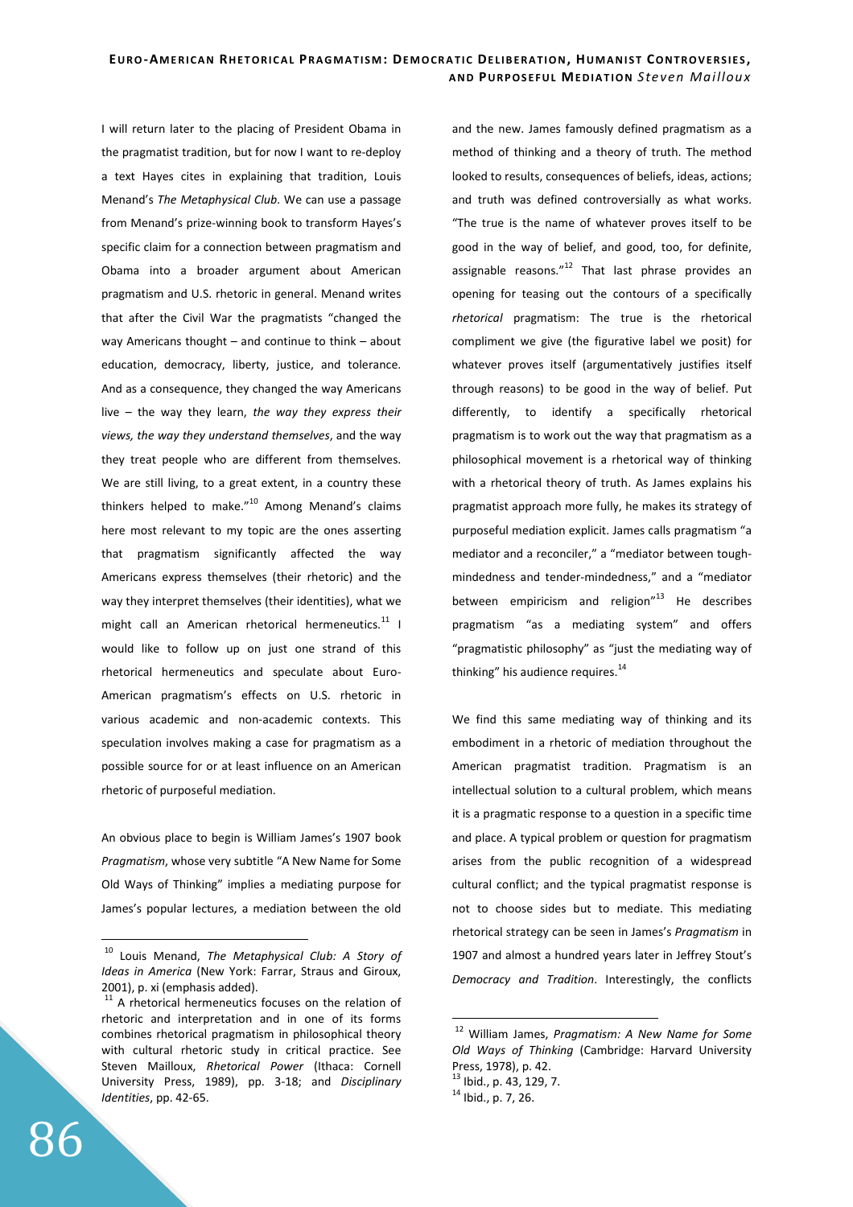I will return later to the placing of President Obama in the pragmatist tradition, but for now I want to re-deploy a text Hayes cites in explaining that tradition, Louis Menand's *The Metaphysical Club*. We can use a passage from Menand's prize-winning book to transform Hayes's specific claim for a connection between pragmatism and Obama into a broader argument about American pragmatism and U.S. rhetoric in general. Menand writes that after the Civil War the pragmatists "changed the way Americans thought – and continue to think – about education, democracy, liberty, justice, and tolerance. And as a consequence, they changed the way Americans live – the way they learn, *the way they express their views, the way they understand themselves*, and the way they treat people who are different from themselves. We are still living, to a great extent, in a country these thinkers helped to make."[10] Among Menand's claims here most relevant to my topic are the ones asserting that pragmatism significantly affected the way Americans express themselves (their rhetoric) and the way they interpret themselves (their identities), what we might call an American rhetorical hermeneutics.[11] I would like to follow up on just one strand of this rhetorical hermeneutics and speculate about Euro-American pragmatism's effects on U.S. rhetoric in various academic and non-academic contexts. This speculation involves making a case for pragmatism as a possible source for or at least influence on an American rhetoric of purposeful mediation.

An obvious place to begin is William James's 1907 book *Pragmatism*, whose very subtitle "A New Name for Some Old Ways of Thinking" implies a mediating purpose for James's popular lectures, a mediation between the old and the new. James famously defined pragmatism as a method of thinking and a theory of truth. The method looked to results, consequences of beliefs, ideas, actions; and truth was defined controversially as what works. "The true is the name of whatever proves itself to be good in the way of belief, and good, too, for definite, assignable reasons."[12] That last phrase provides an opening for teasing out the contours of a specifically *rhetorical* pragmatism: The true is the rhetorical compliment we give (the figurative label we posit) for whatever proves itself (argumentatively justifies itself through reasons) to be good in the way of belief. Put differently, to identify a specifically rhetorical pragmatism is to work out the way that pragmatism as a philosophical movement is a rhetorical way of thinking with a rhetorical theory of truth. As James explains his pragmatist approach more fully, he makes its strategy of purposeful mediation explicit. James calls pragmatism "a mediator and a reconciler," a "mediator between tough-mindedness and tender-mindedness," and a "mediator between empiricism and religion"[13] He describes pragmatism "as a mediating system" and offers "pragmatistic philosophy" as "just the mediating way of thinking" his audience requires.[14]

We find this same mediating way of thinking and its embodiment in a rhetoric of mediation throughout the American pragmatist tradition. Pragmatism is an intellectual solution to a cultural problem, which means it is a pragmatic response to a question in a specific time and place. A typical problem or question for pragmatism arises from the public recognition of a widespread cultural conflict; and the typical pragmatist response is not to choose sides but to mediate. This mediating rhetorical strategy can be seen in James's *Pragmatism* in 1907 and almost a hundred years later in Jeffrey Stout's *Democracy and Tradition*. Interestingly, the conflicts

---

[10] Louis Menand, *The Metaphysical Club: A Story of Ideas in America* (New York: Farrar, Straus and Giroux, 2001), p. xi (emphasis added).

[11] A rhetorical hermeneutics focuses on the relation of rhetoric and interpretation and in one of its forms combines rhetorical pragmatism in philosophical theory with cultural rhetoric study in critical practice. See Steven Mailloux, *Rhetorical Power* (Ithaca: Cornell University Press, 1989), pp. 3-18; and *Disciplinary Identities*, pp. 42-65.

[12] William James, *Pragmatism: A New Name for Some Old Ways of Thinking* (Cambridge: Harvard University Press, 1978), p. 42.

[13] Ibid., p. 43, 129, 7.

[14] Ibid., p. 7, 26.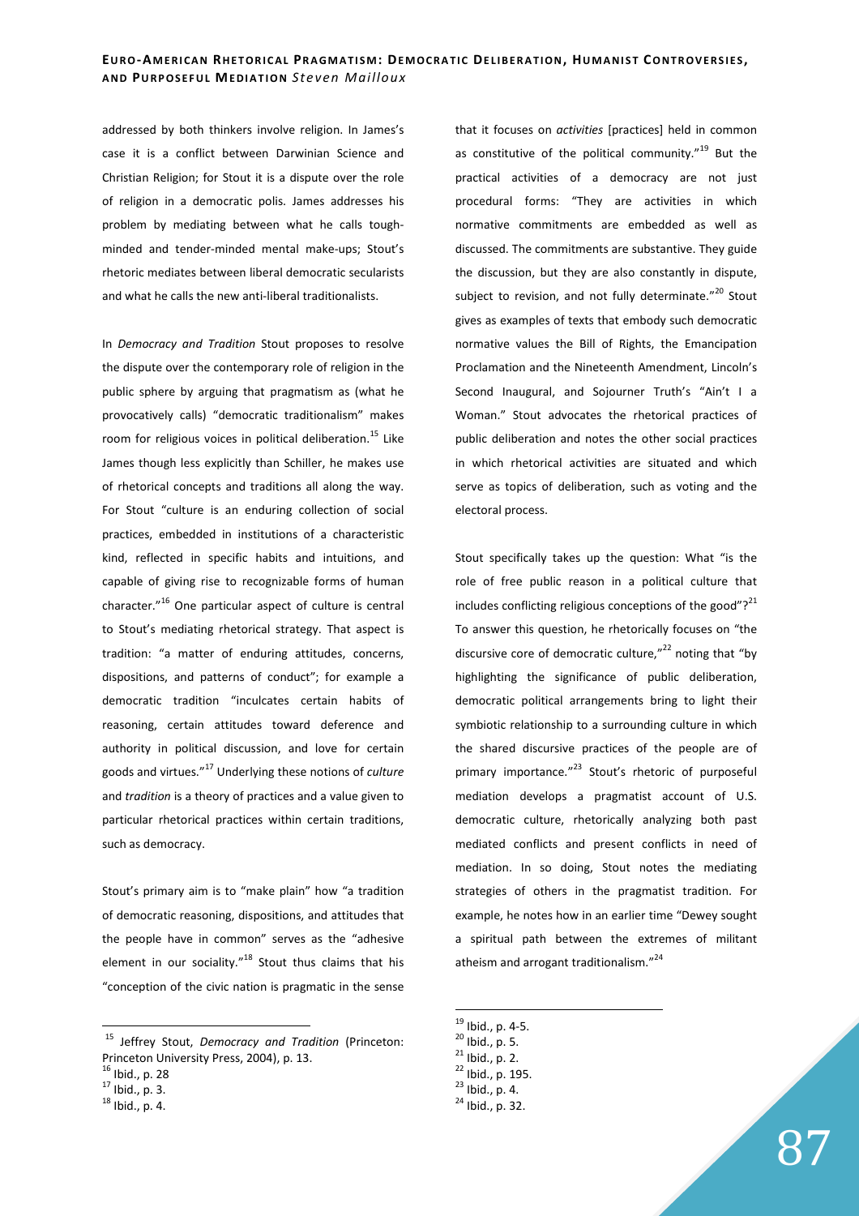addressed by both thinkers involve religion. In James's case it is a conflict between Darwinian Science and Christian Religion; for Stout it is a dispute over the role of religion in a democratic polis. James addresses his problem by mediating between what he calls tough-minded and tender-minded mental make-ups; Stout's rhetoric mediates between liberal democratic secularists and what he calls the new anti-liberal traditionalists.

In *Democracy and Tradition* Stout proposes to resolve the dispute over the contemporary role of religion in the public sphere by arguing that pragmatism as (what he provocatively calls) "democratic traditionalism" makes room for religious voices in political deliberation.[15] Like James though less explicitly than Schiller, he makes use of rhetorical concepts and traditions all along the way. For Stout "culture is an enduring collection of social practices, embedded in institutions of a characteristic kind, reflected in specific habits and intuitions, and capable of giving rise to recognizable forms of human character."[16] One particular aspect of culture is central to Stout's mediating rhetorical strategy. That aspect is tradition: "a matter of enduring attitudes, concerns, dispositions, and patterns of conduct"; for example a democratic tradition "inculcates certain habits of reasoning, certain attitudes toward deference and authority in political discussion, and love for certain goods and virtues."[17] Underlying these notions of *culture* and *tradition* is a theory of practices and a value given to particular rhetorical practices within certain traditions, such as democracy.

Stout's primary aim is to "make plain" how "a tradition of democratic reasoning, dispositions, and attitudes that the people have in common" serves as the "adhesive element in our sociality."[18] Stout thus claims that his "conception of the civic nation is pragmatic in the sense that it focuses on *activities* [practices] held in common as constitutive of the political community."[19] But the practical activities of a democracy are not just procedural forms: "They are activities in which normative commitments are embedded as well as discussed. The commitments are substantive. They guide the discussion, but they are also constantly in dispute, subject to revision, and not fully determinate."[20] Stout gives as examples of texts that embody such democratic normative values the Bill of Rights, the Emancipation Proclamation and the Nineteenth Amendment, Lincoln's Second Inaugural, and Sojourner Truth's "Ain't I a Woman." Stout advocates the rhetorical practices of public deliberation and notes the other social practices in which rhetorical activities are situated and which serve as topics of deliberation, such as voting and the electoral process.

Stout specifically takes up the question: What "is the role of free public reason in a political culture that includes conflicting religious conceptions of the good"?[21] To answer this question, he rhetorically focuses on "the discursive core of democratic culture,"[22] noting that "by highlighting the significance of public deliberation, democratic political arrangements bring to light their symbiotic relationship to a surrounding culture in which the shared discursive practices of the people are of primary importance."[23] Stout's rhetoric of purposeful mediation develops a pragmatist account of U.S. democratic culture, rhetorically analyzing both past mediated conflicts and present conflicts in need of mediation. In so doing, Stout notes the mediating strategies of others in the pragmatist tradition. For example, he notes how in an earlier time "Dewey sought a spiritual path between the extremes of militant atheism and arrogant traditionalism."[24]

---

[15] Jeffrey Stout, *Democracy and Tradition* (Princeton: Princeton University Press, 2004), p. 13.
[16] Ibid., p. 28
[17] Ibid., p. 3.
[18] Ibid., p. 4.
[19] Ibid., p. 4-5.
[20] Ibid., p. 5.
[21] Ibid., p. 2.
[22] Ibid., p. 195.
[23] Ibid., p. 4.
[24] Ibid., p. 32.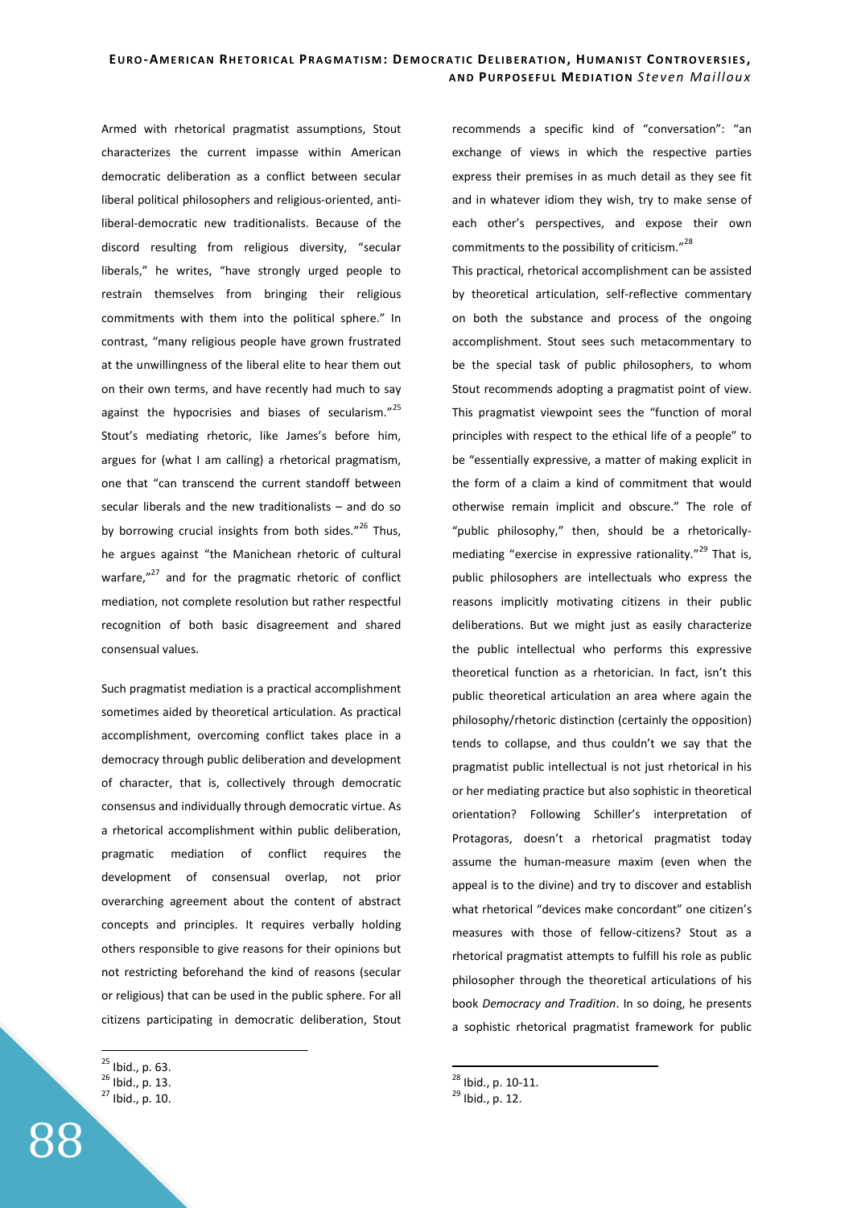Armed with rhetorical pragmatist assumptions, Stout characterizes the current impasse within American democratic deliberation as a conflict between secular liberal political philosophers and religious-oriented, anti-liberal-democratic new traditionalists. Because of the discord resulting from religious diversity, "secular liberals," he writes, "have strongly urged people to restrain themselves from bringing their religious commitments with them into the political sphere." In contrast, "many religious people have grown frustrated at the unwillingness of the liberal elite to hear them out on their own terms, and have recently had much to say against the hypocrisies and biases of secularism."[25] Stout's mediating rhetoric, like James's before him, argues for (what I am calling) a rhetorical pragmatism, one that "can transcend the current standoff between secular liberals and the new traditionalists – and do so by borrowing crucial insights from both sides."[26] Thus, he argues against "the Manichean rhetoric of cultural warfare,"[27] and for the pragmatic rhetoric of conflict mediation, not complete resolution but rather respectful recognition of both basic disagreement and shared consensual values.

Such pragmatist mediation is a practical accomplishment sometimes aided by theoretical articulation. As practical accomplishment, overcoming conflict takes place in a democracy through public deliberation and development of character, that is, collectively through democratic consensus and individually through democratic virtue. As a rhetorical accomplishment within public deliberation, pragmatic mediation of conflict requires the development of consensual overlap, not prior overarching agreement about the content of abstract concepts and principles. It requires verbally holding others responsible to give reasons for their opinions but not restricting beforehand the kind of reasons (secular or religious) that can be used in the public sphere. For all citizens participating in democratic deliberation, Stout recommends a specific kind of "conversation": "an exchange of views in which the respective parties express their premises in as much detail as they see fit and in whatever idiom they wish, try to make sense of each other's perspectives, and expose their own commitments to the possibility of criticism."[28]

This practical, rhetorical accomplishment can be assisted by theoretical articulation, self-reflective commentary on both the substance and process of the ongoing accomplishment. Stout sees such metacommentary to be the special task of public philosophers, to whom Stout recommends adopting a pragmatist point of view. This pragmatist viewpoint sees the "function of moral principles with respect to the ethical life of a people" to be "essentially expressive, a matter of making explicit in the form of a claim a kind of commitment that would otherwise remain implicit and obscure." The role of "public philosophy," then, should be a rhetorically-mediating "exercise in expressive rationality."[29] That is, public philosophers are intellectuals who express the reasons implicitly motivating citizens in their public deliberations. But we might just as easily characterize the public intellectual who performs this expressive theoretical function as a rhetorician. In fact, isn't this public theoretical articulation an area where again the philosophy/rhetoric distinction (certainly the opposition) tends to collapse, and thus couldn't we say that the pragmatist public intellectual is not just rhetorical in his or her mediating practice but also sophistic in theoretical orientation? Following Schiller's interpretation of Protagoras, doesn't a rhetorical pragmatist today assume the human-measure maxim (even when the appeal is to the divine) and try to discover and establish what rhetorical "devices make concordant" one citizen's measures with those of fellow-citizens? Stout as a rhetorical pragmatist attempts to fulfill his role as public philosopher through the theoretical articulations of his book *Democracy and Tradition*. In so doing, he presents a sophistic rhetorical pragmatist framework for public

[25] Ibid., p. 63.
[26] Ibid., p. 13.
[27] Ibid., p. 10.
[28] Ibid., p. 10-11.
[29] Ibid., p. 12.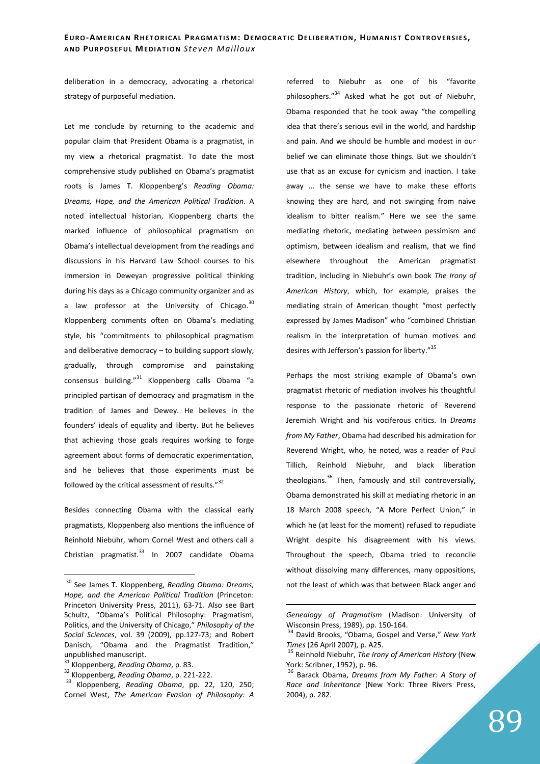deliberation in a democracy, advocating a rhetorical strategy of purposeful mediation.

Let me conclude by returning to the academic and popular claim that President Obama is a pragmatist, in my view a rhetorical pragmatist. To date the most comprehensive study published on Obama's pragmatist roots is James T. Kloppenberg's *Reading Obama: Dreams, Hope, and the American Political Tradition*. A noted intellectual historian, Kloppenberg charts the marked influence of philosophical pragmatism on Obama's intellectual development from the readings and discussions in his Harvard Law School courses to his immersion in Deweyan progressive political thinking during his days as a Chicago community organizer and as a law professor at the University of Chicago.[30] Kloppenberg comments often on Obama's mediating style, his "commitments to philosophical pragmatism and deliberative democracy – to building support slowly, gradually, through compromise and painstaking consensus building."[31] Kloppenberg calls Obama "a principled partisan of democracy and pragmatism in the tradition of James and Dewey. He believes in the founders' ideals of equality and liberty. But he believes that achieving those goals requires working to forge agreement about forms of democratic experimentation, and he believes that those experiments must be followed by the critical assessment of results."[32]

Besides connecting Obama with the classical early pragmatists, Kloppenberg also mentions the influence of Reinhold Niebuhr, whom Cornel West and others call a Christian pragmatist.[33] In 2007 candidate Obama referred to Niebuhr as one of his "favorite philosophers."[34] Asked what he got out of Niebuhr, Obama responded that he took away "the compelling idea that there's serious evil in the world, and hardship and pain. And we should be humble and modest in our belief we can eliminate those things. But we shouldn't use that as an excuse for cynicism and inaction. I take away ... the sense we have to make these efforts knowing they are hard, and not swinging from naïve idealism to bitter realism." Here we see the same mediating rhetoric, mediating between pessimism and optimism, between idealism and realism, that we find elsewhere throughout the American pragmatist tradition, including in Niebuhr's own book *The Irony of American History*, which, for example, praises the mediating strain of American thought "most perfectly expressed by James Madison" who "combined Christian realism in the interpretation of human motives and desires with Jefferson's passion for liberty."[35]

Perhaps the most striking example of Obama's own pragmatist rhetoric of mediation involves his thoughtful response to the passionate rhetoric of Reverend Jeremiah Wright and his vociferous critics. In *Dreams from My Father*, Obama had described his admiration for Reverend Wright, who, he noted, was a reader of Paul Tillich, Reinhold Niebuhr, and black liberation theologians.[36] Then, famously and still controversially, Obama demonstrated his skill at mediating rhetoric in an 18 March 2008 speech, "A More Perfect Union," in which he (at least for the moment) refused to repudiate Wright despite his disagreement with his views. Throughout the speech, Obama tried to reconcile without dissolving many differences, many oppositions, not the least of which was that between Black anger and

---

[30] See James T. Kloppenberg, *Reading Obama: Dreams, Hope, and the American Political Tradition* (Princeton: Princeton University Press, 2011), 63-71. Also see Bart Schultz, "Obama's Political Philosophy: Pragmatism, Politics, and the University of Chicago," *Philosophy of the Social Sciences*, vol. 39 (2009), pp.127-73; and Robert Danisch, "Obama and the Pragmatist Tradition," unpublished manuscript.

[31] Kloppenberg, *Reading Obama*, p. 83.

[32] Kloppenberg, *Reading Obama*, p. 221-222.

[33] Kloppenberg, *Reading Obama*, pp. 22, 120, 250; Cornel West, *The American Evasion of Philosophy: A Genealogy of Pragmatism* (Madison: University of Wisconsin Press, 1989), pp. 150-164.

[34] David Brooks, "Obama, Gospel and Verse," *New York Times* (26 April 2007), p. A25.

[35] Reinhold Niebuhr, *The Irony of American History* (New York: Scribner, 1952), p. 96.

[36] Barack Obama, *Dreams from My Father: A Story of Race and Inheritance* (New York: Three Rivers Press, 2004), p. 282.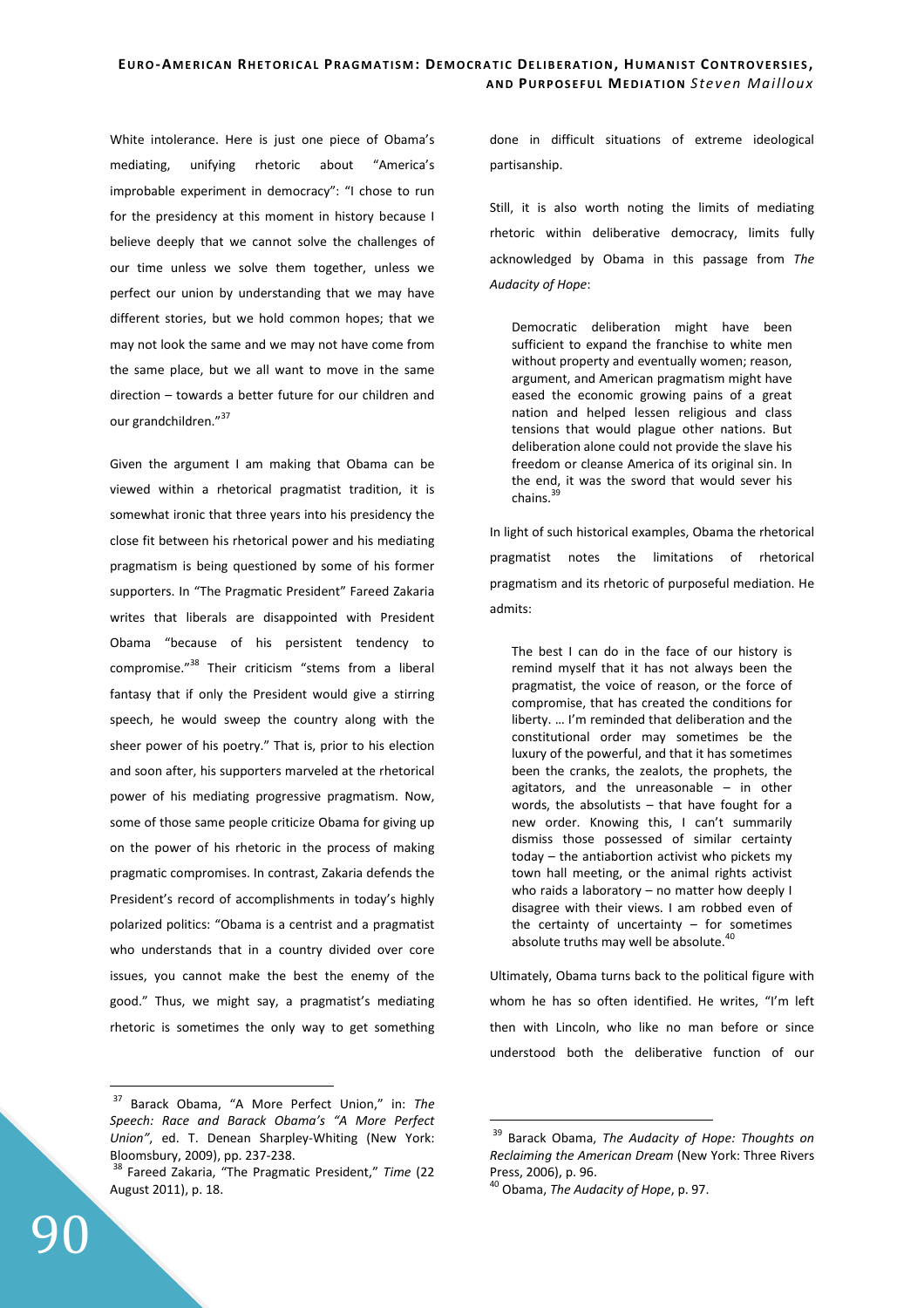White intolerance. Here is just one piece of Obama's mediating, unifying rhetoric about "America's improbable experiment in democracy": "I chose to run for the presidency at this moment in history because I believe deeply that we cannot solve the challenges of our time unless we solve them together, unless we perfect our union by understanding that we may have different stories, but we hold common hopes; that we may not look the same and we may not have come from the same place, but we all want to move in the same direction – towards a better future for our children and our grandchildren."[37]

Given the argument I am making that Obama can be viewed within a rhetorical pragmatist tradition, it is somewhat ironic that three years into his presidency the close fit between his rhetorical power and his mediating pragmatism is being questioned by some of his former supporters. In "The Pragmatic President" Fareed Zakaria writes that liberals are disappointed with President Obama "because of his persistent tendency to compromise."[38] Their criticism "stems from a liberal fantasy that if only the President would give a stirring speech, he would sweep the country along with the sheer power of his poetry." That is, prior to his election and soon after, his supporters marveled at the rhetorical power of his mediating progressive pragmatism. Now, some of those same people criticize Obama for giving up on the power of his rhetoric in the process of making pragmatic compromises. In contrast, Zakaria defends the President's record of accomplishments in today's highly polarized politics: "Obama is a centrist and a pragmatist who understands that in a country divided over core issues, you cannot make the best the enemy of the good." Thus, we might say, a pragmatist's mediating rhetoric is sometimes the only way to get something done in difficult situations of extreme ideological partisanship.

Still, it is also worth noting the limits of mediating rhetoric within deliberative democracy, limits fully acknowledged by Obama in this passage from *The Audacity of Hope*:

> Democratic deliberation might have been sufficient to expand the franchise to white men without property and eventually women; reason, argument, and American pragmatism might have eased the economic growing pains of a great nation and helped lessen religious and class tensions that would plague other nations. But deliberation alone could not provide the slave his freedom or cleanse America of its original sin. In the end, it was the sword that would sever his chains.[39]

In light of such historical examples, Obama the rhetorical pragmatist notes the limitations of rhetorical pragmatism and its rhetoric of purposeful mediation. He admits:

> The best I can do in the face of our history is remind myself that it has not always been the pragmatist, the voice of reason, or the force of compromise, that has created the conditions for liberty. … I'm reminded that deliberation and the constitutional order may sometimes be the luxury of the powerful, and that it has sometimes been the cranks, the zealots, the prophets, the agitators, and the unreasonable – in other words, the absolutists – that have fought for a new order. Knowing this, I can't summarily dismiss those possessed of similar certainty today – the antiabortion activist who pickets my town hall meeting, or the animal rights activist who raids a laboratory – no matter how deeply I disagree with their views. I am robbed even of the certainty of uncertainty – for sometimes absolute truths may well be absolute.[40]

Ultimately, Obama turns back to the political figure with whom he has so often identified. He writes, "I'm left then with Lincoln, who like no man before or since understood both the deliberative function of our

---

[37] Barack Obama, "A More Perfect Union," in: *The Speech: Race and Barack Obama's "A More Perfect Union"*, ed. T. Denean Sharpley-Whiting (New York: Bloomsbury, 2009), pp. 237-238.

[38] Fareed Zakaria, "The Pragmatic President," *Time* (22 August 2011), p. 18.

[39] Barack Obama, *The Audacity of Hope: Thoughts on Reclaiming the American Dream* (New York: Three Rivers Press, 2006), p. 96.

[40] Obama, *The Audacity of Hope*, p. 97.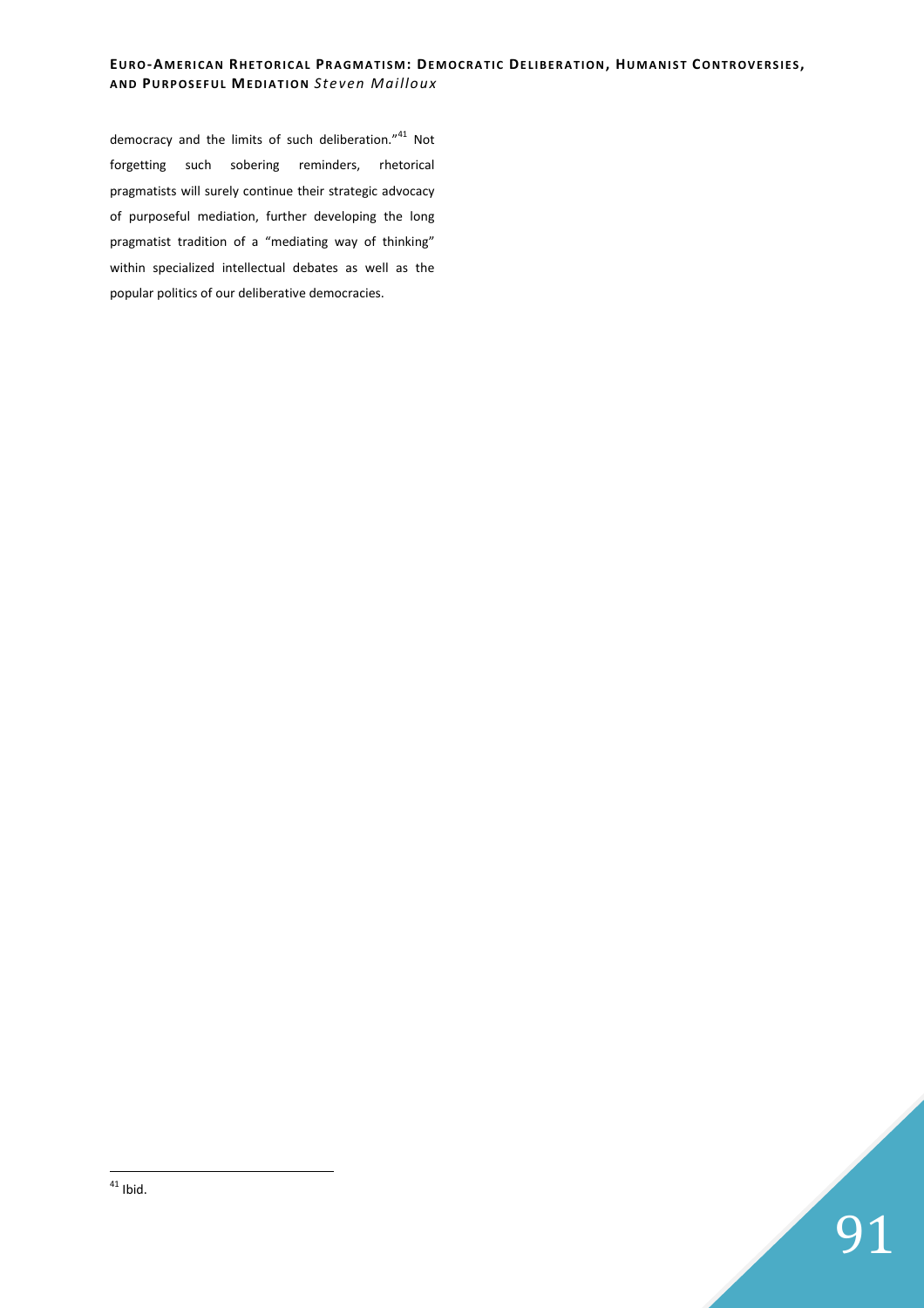democracy and the limits of such deliberation."[41] Not forgetting such sobering reminders, rhetorical pragmatists will surely continue their strategic advocacy of purposeful mediation, further developing the long pragmatist tradition of a "mediating way of thinking" within specialized intellectual debates as well as the popular politics of our deliberative democracies.

---

[41] Ibid.